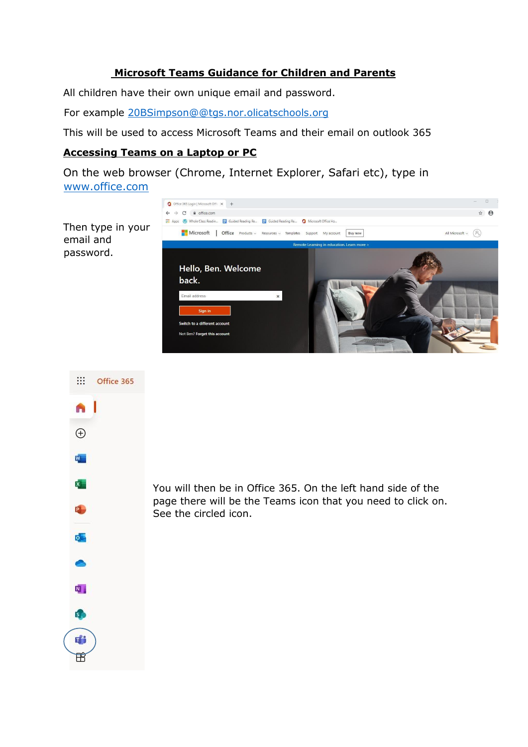**Microsoft Teams Guidance for Children and Parents**

All children have their own unique email and password.

For example 20BSimpson@@tgs.nor.olicatschools.org

This will be used to access Microsoft Teams and their email on outlook 365

**Accessing Teams on a Laptop or PC**

On the web browser (Chrome, Internet Explorer, Safari etc), type in www.office.com

Then type in your email and password.

You will then be in Office 365. On the left hand side of the page there will be the Teams icon that you need to click on. See the circled icon.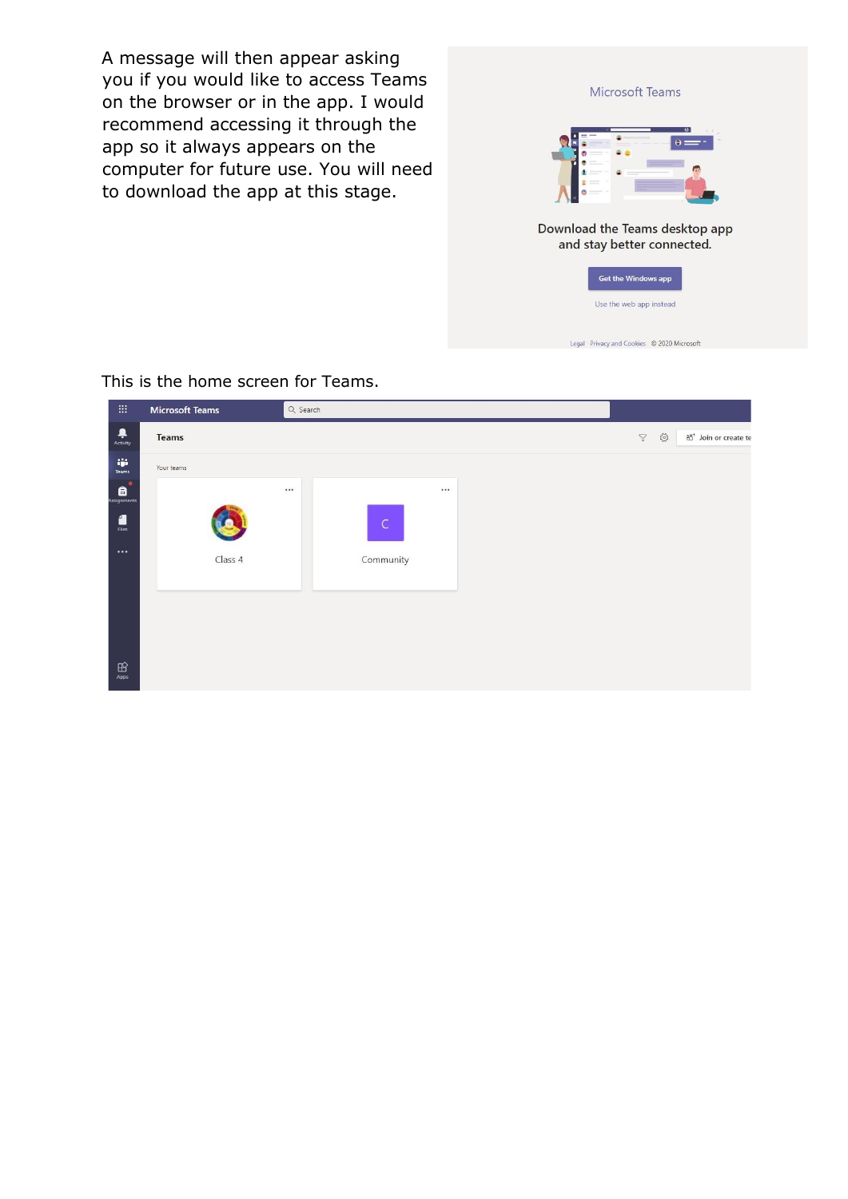A message will then appear asking you if you would like to access Teams on the browser or in the app. I would recommend accessing it through the app so it always appears on the computer for future use. You will need to download the app at this stage.

This is the home screen for Teams.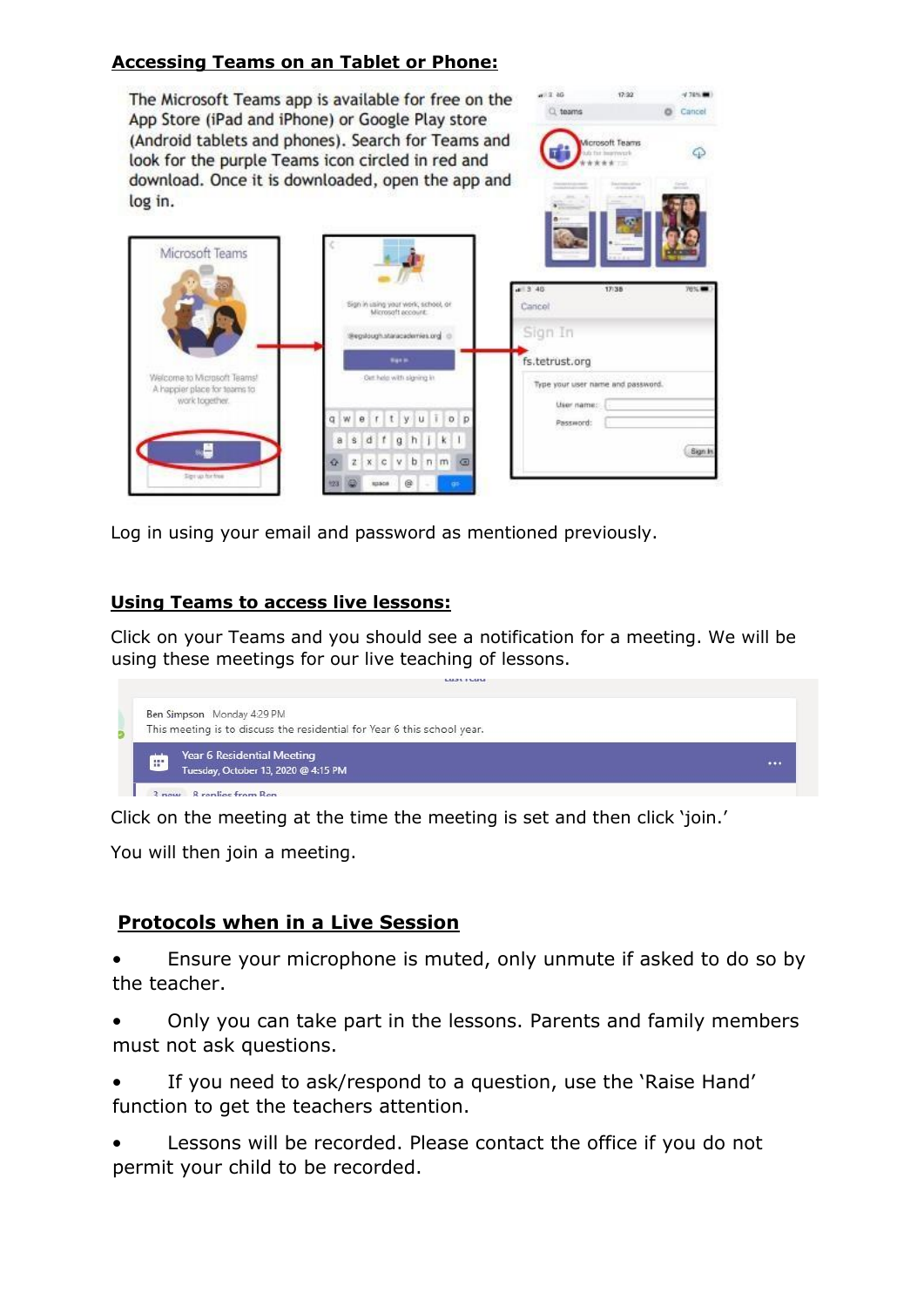## Accessing Teams on an Tablet or Phone:

The Microsoft Teams app is available for free on the App Store (iPad and iPhone) or Google Play store (Android tablets and phones). Search for Teams and look for the purple Teams icon circled in red and download. Once it is downloaded, open the app and log in.

Log in using your email and password as mentioned previously.

## Using Teams to access live lessons:

Click on your Teams and you should see a notification for a meeting. We will be using these meetings for our live teaching of lessons.

Click on the meeting at the time the meeting is set and then click 'join.'

You will then join a meeting.

## Protocols when in a Live Session

- Ensure your microphone is muted, only unmute if asked to do so by the teacher.
- Only you can take part in the lessons. Parents and family members must not ask questions.
- If you need to ask/respond to a question, use the 'Raise Hand' function to get the teachers attention.
- Lessons will be recorded. Please contact the office if you do not permit your child to be recorded.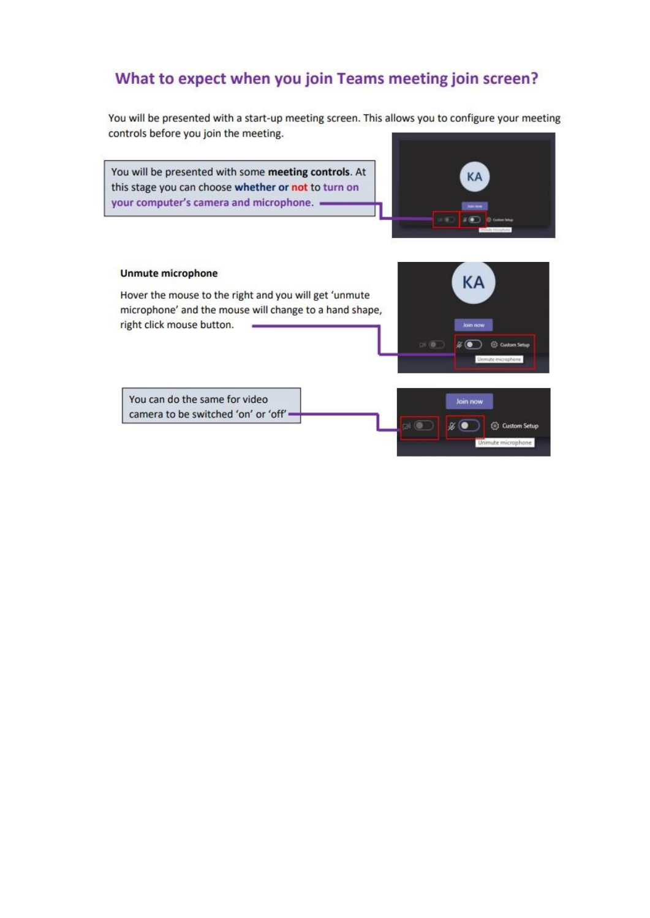## What to expect when you join Teams meeting join screen?

You will be presented with a start-up meeting screen. This allows you to configure your meeting controls before you join the meeting.

You will be presented with some **meeting controls**. At this stage you can choose **whether or not** to **turn on your computer's camera and microphone.**

**Unmute microphone**

Hover the mouse to the right and you will get 'unmute microphone' and the mouse will change to a hand shape, right click mouse button.

You can do the same for video camera to be switched 'on' or 'off'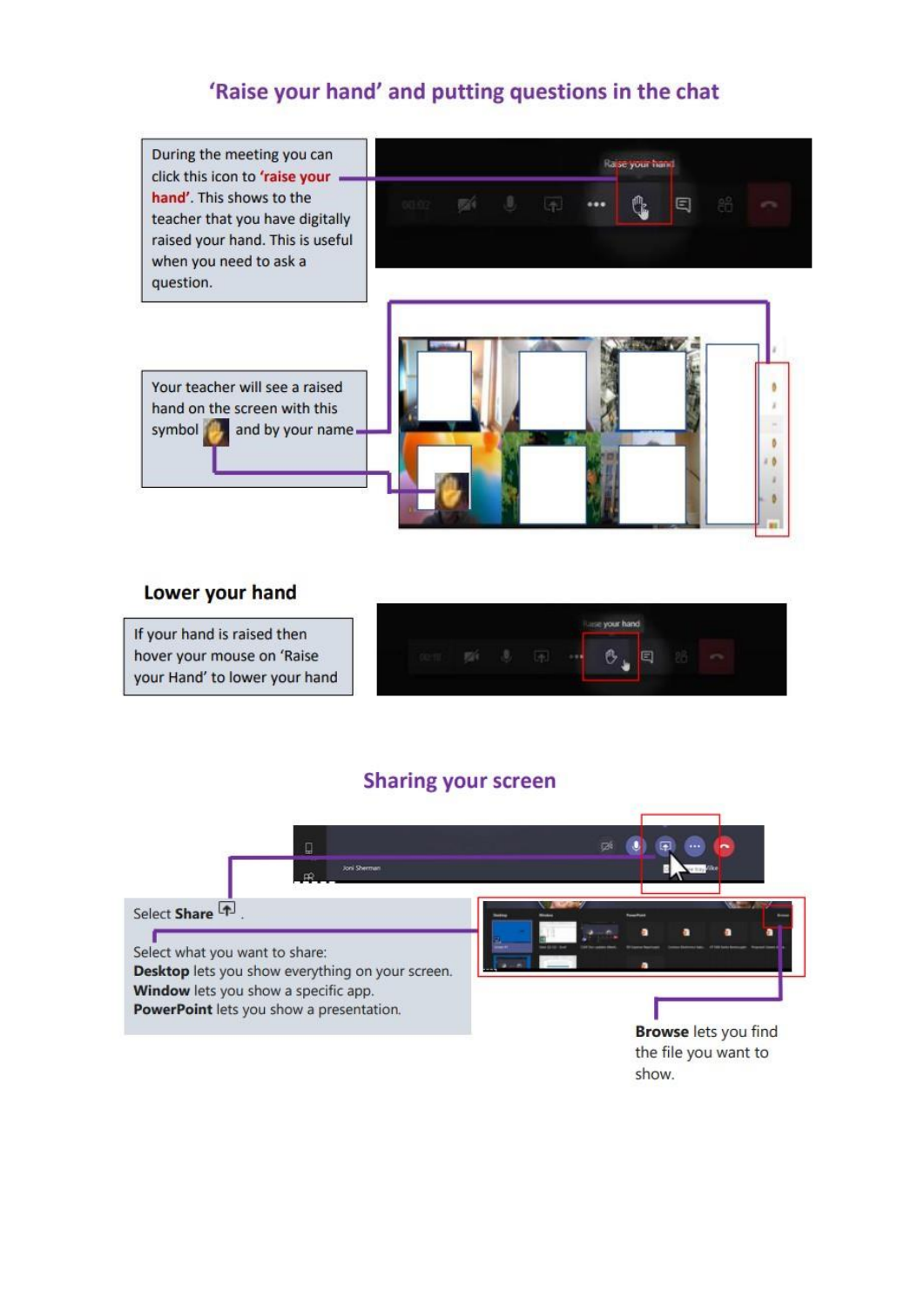## 'Raise your hand' and putting questions in the chat

During the meeting you can click this icon to **'raise your hand'**. This shows to the teacher that you have digitally raised your hand. This is useful when you need to ask a question.

Your teacher will see a raised hand on the screen with this symbol and by your name

### Lower your hand

If your hand is raised then hover your mouse on 'Raise your Hand' to lower your hand

## Sharing your screen

Select **Share**.

Select what you want to share:
**Desktop** lets you show everything on your screen.
**Window** lets you show a specific app.
**PowerPoint** lets you show a presentation.

**Browse** lets you find the file you want to show.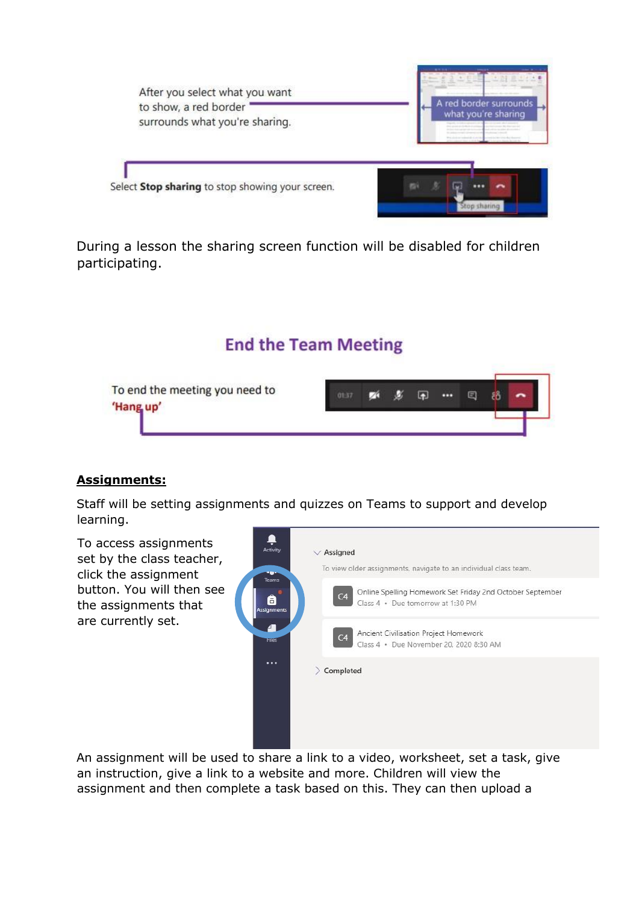After you select what you want to show, a red border surrounds what you're sharing.

A red border surrounds what you're sharing

Select **Stop sharing** to stop showing your screen.

Stop sharing

During a lesson the sharing screen function will be disabled for children participating.

## End the Team Meeting

To end the meeting you need to 'Hang up'

**Assignments:**

Staff will be setting assignments and quizzes on Teams to support and develop learning.

To access assignments set by the class teacher, click the assignment button. You will then see the assignments that are currently set.

Activity

Teams

Assignments

Files

Assigned

To view older assignments, navigate to an individual class team.

C4 Online Spelling Homework Set Friday 2nd October September
Class 4 • Due tomorrow at 1:30 PM

C4 Ancient Civilisation Project Homework
Class 4 • Due November 20, 2020 8:30 AM

Completed

An assignment will be used to share a link to a video, worksheet, set a task, give an instruction, give a link to a website and more. Children will view the assignment and then complete a task based on this. They can then upload a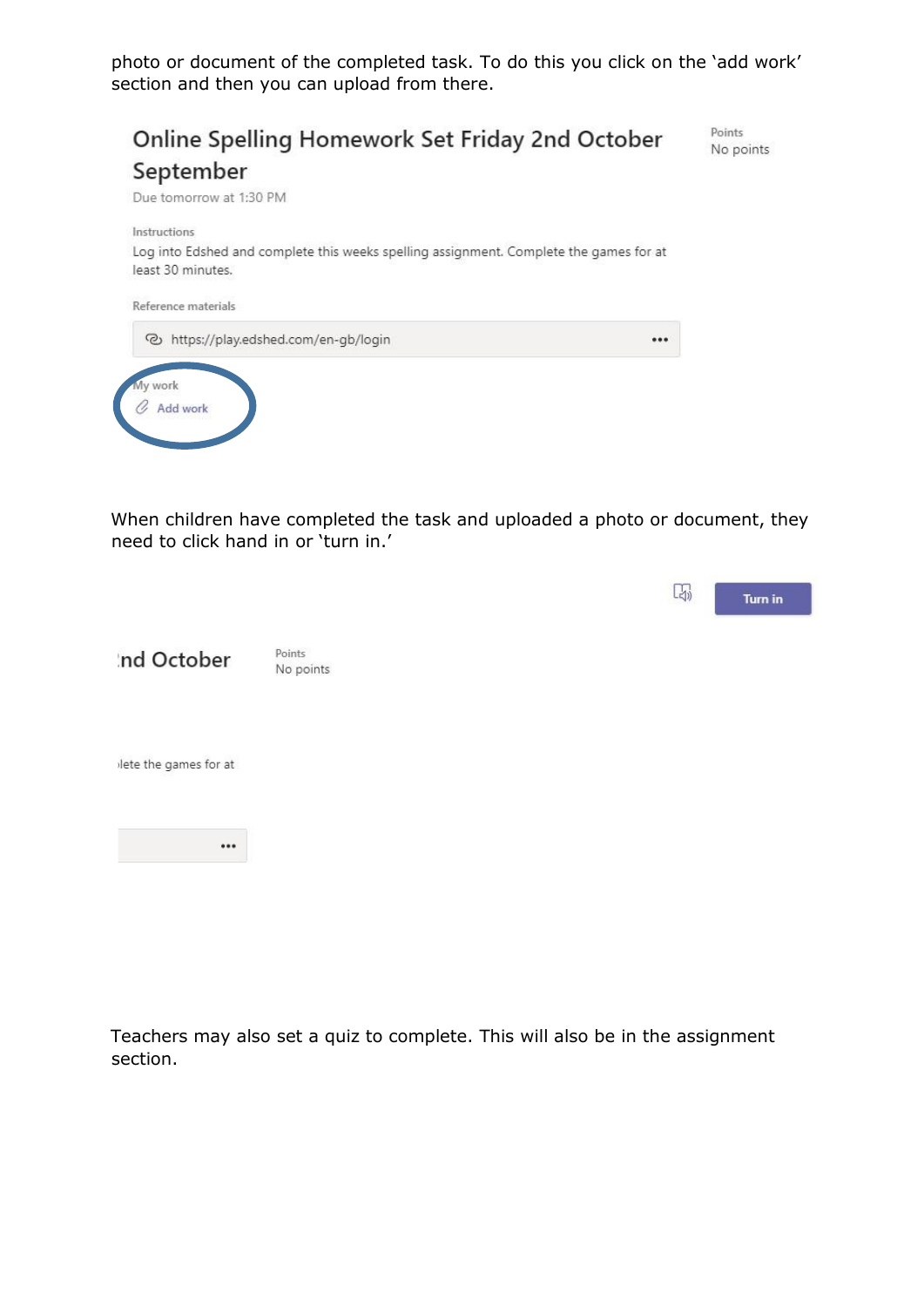photo or document of the completed task. To do this you click on the 'add work' section and then you can upload from there.

Online Spelling Homework Set Friday 2nd October September

Due tomorrow at 1:30 PM

Points
No points

Instructions
Log into Edshed and complete this weeks spelling assignment. Complete the games for at least 30 minutes.

Reference materials
https://play.edshed.com/en-gb/login

My work
Add work

When children have completed the task and uploaded a photo or document, they need to click hand in or 'turn in.'

Turn in

nd October

Points
No points

lete the games for at

Teachers may also set a quiz to complete. This will also be in the assignment section.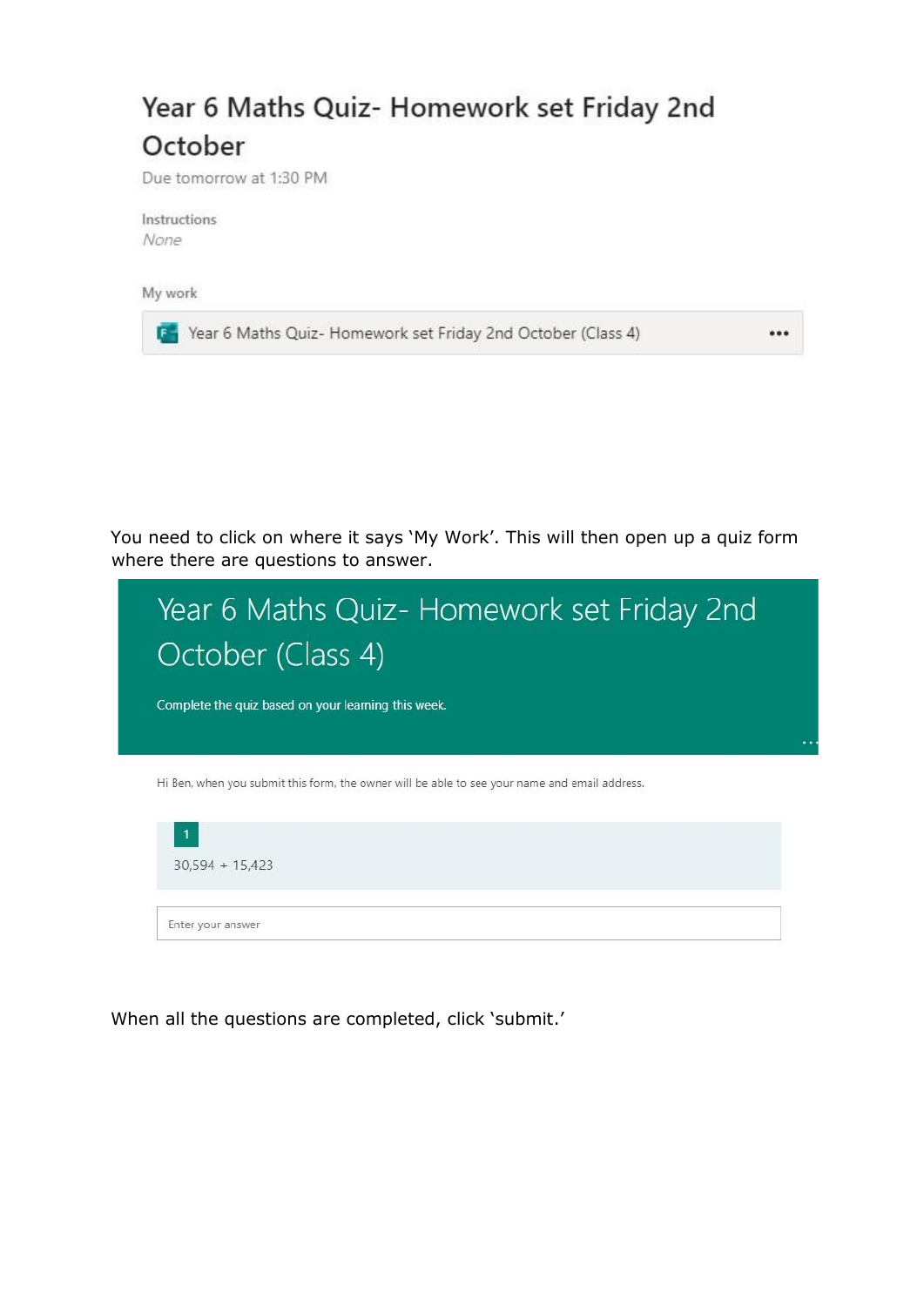## Year 6 Maths Quiz- Homework set Friday 2nd October

Due tomorrow at 1:30 PM

Instructions

*None*

My work

Year 6 Maths Quiz- Homework set Friday 2nd October (Class 4) •••

You need to click on where it says 'My Work'. This will then open up a quiz form where there are questions to answer.

# Year 6 Maths Quiz- Homework set Friday 2nd October (Class 4)

Complete the quiz based on your learning this week.

Hi Ben, when you submit this form, the owner will be able to see your name and email address.

1

30,594 + 15,423

Enter your answer

When all the questions are completed, click 'submit.'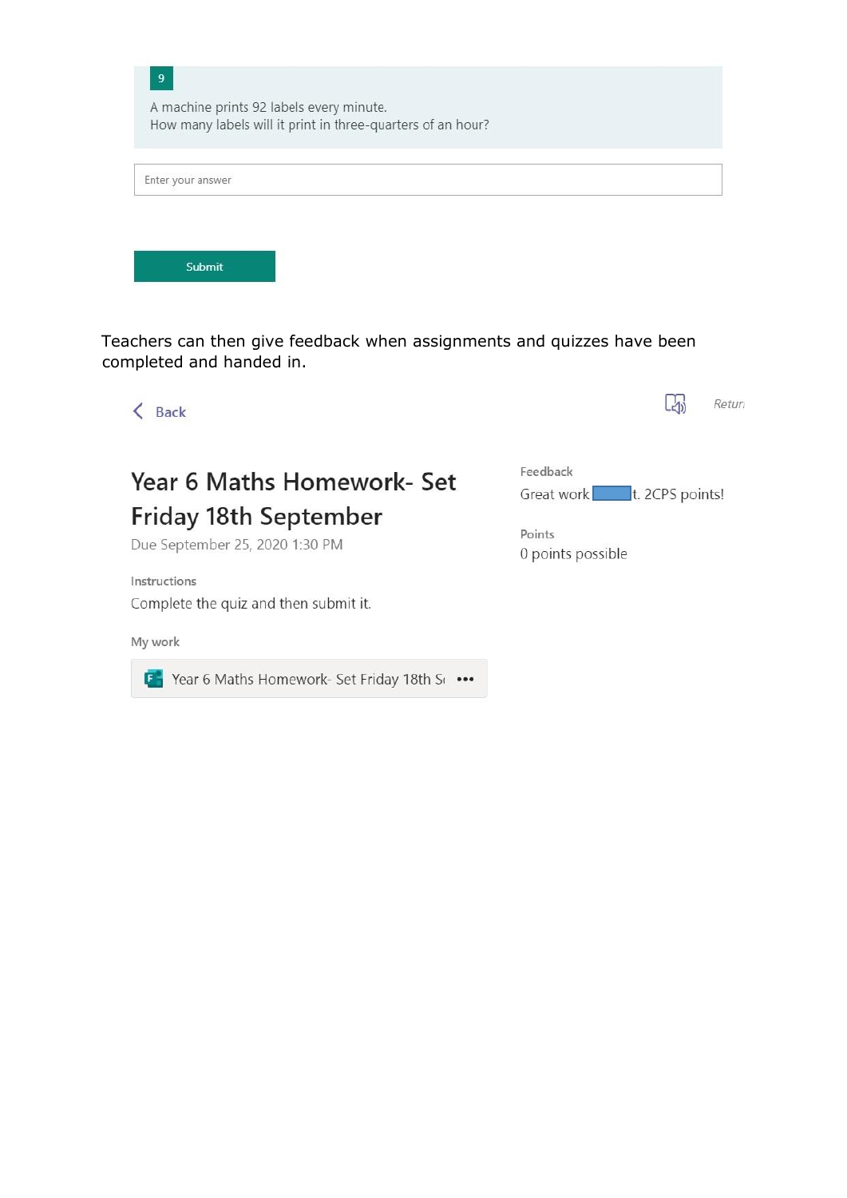9

A machine prints 92 labels every minute.
How many labels will it print in three-quarters of an hour?

Enter your answer

Submit

Teachers can then give feedback when assignments and quizzes have been completed and handed in.

Back

Return

# Year 6 Maths Homework- Set Friday 18th September

Due September 25, 2020 1:30 PM

Instructions

Complete the quiz and then submit it.

My work

Year 6 Maths Homework- Set Friday 18th S...

Feedback

Great work t. 2CPS points!

Points

0 points possible